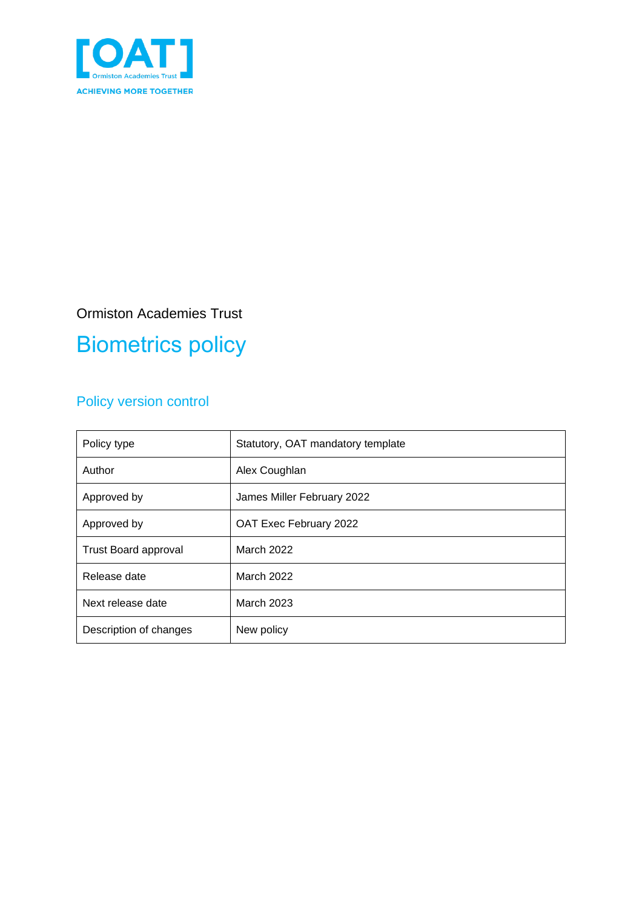[OAT]
Ormiston Academies Trust
ACHIEVING MORE TOGETHER

Ormiston Academies Trust

# Biometrics policy

## Policy version control

| Policy type | Statutory, OAT mandatory template |
|---|---|
| Author | Alex Coughlan |
| Approved by | James Miller February 2022 |
| Approved by | OAT Exec February 2022 |
| Trust Board approval | March 2022 |
| Release date | March 2022 |
| Next release date | March 2023 |
| Description of changes | New policy |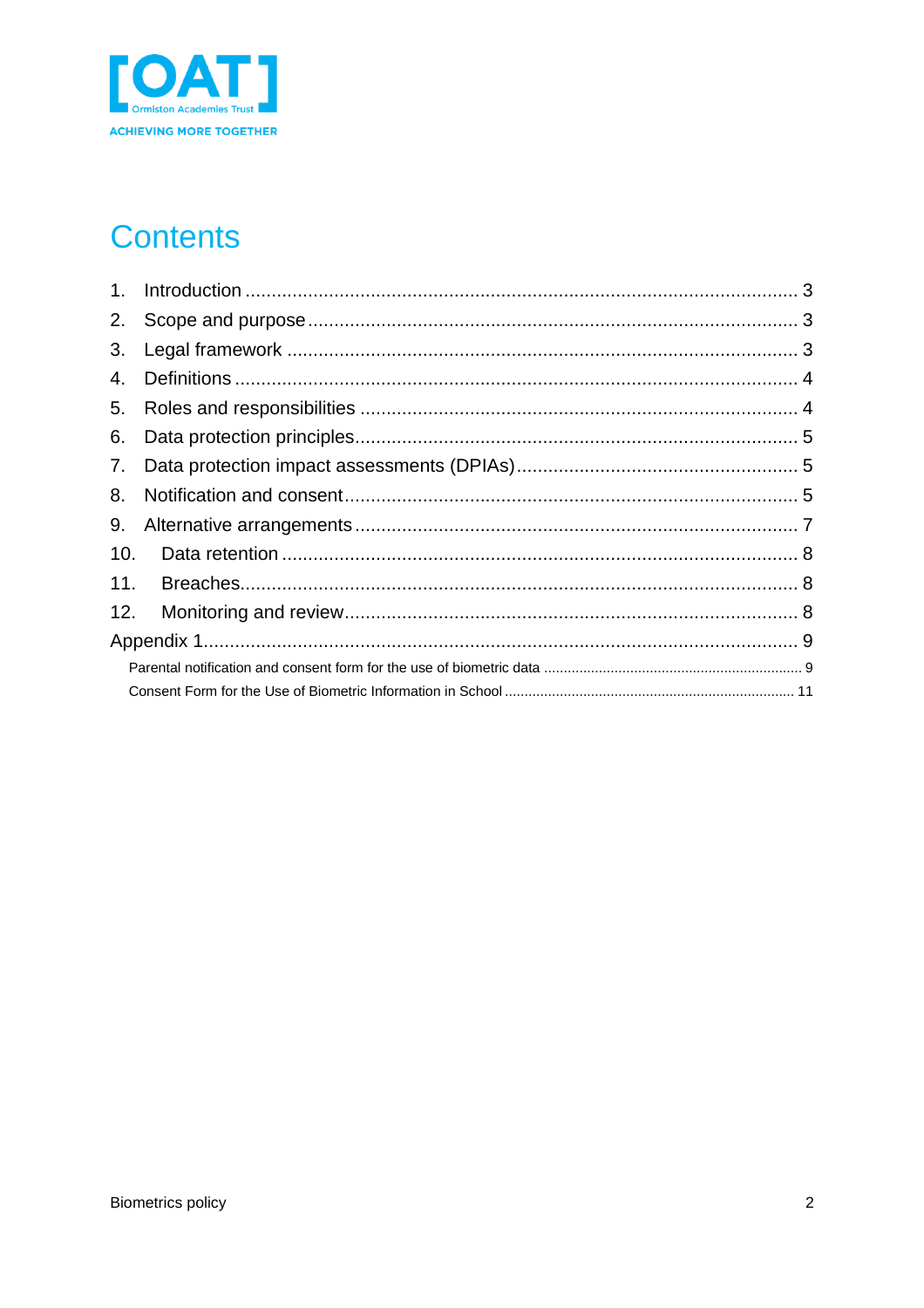# Contents

1. Introduction .......................................................................................................... 3
2. Scope and purpose .............................................................................................. 3
3. Legal framework .................................................................................................. 3
4. Definitions ........................................................................................................... 4
5. Roles and responsibilities .................................................................................... 4
6. Data protection principles .................................................................................... 5
7. Data protection impact assessments (DPIAs) ...................................................... 5
8. Notification and consent ...................................................................................... 5
9. Alternative arrangements ..................................................................................... 7
10. Data retention .................................................................................................... 8
11. Breaches ............................................................................................................ 8
12. Monitoring and review ....................................................................................... 8

Appendix 1 ................................................................................................................ 9

- Parental notification and consent form for the use of biometric data ....................... 9
- Consent Form for the Use of Biometric Information in School ................................ 11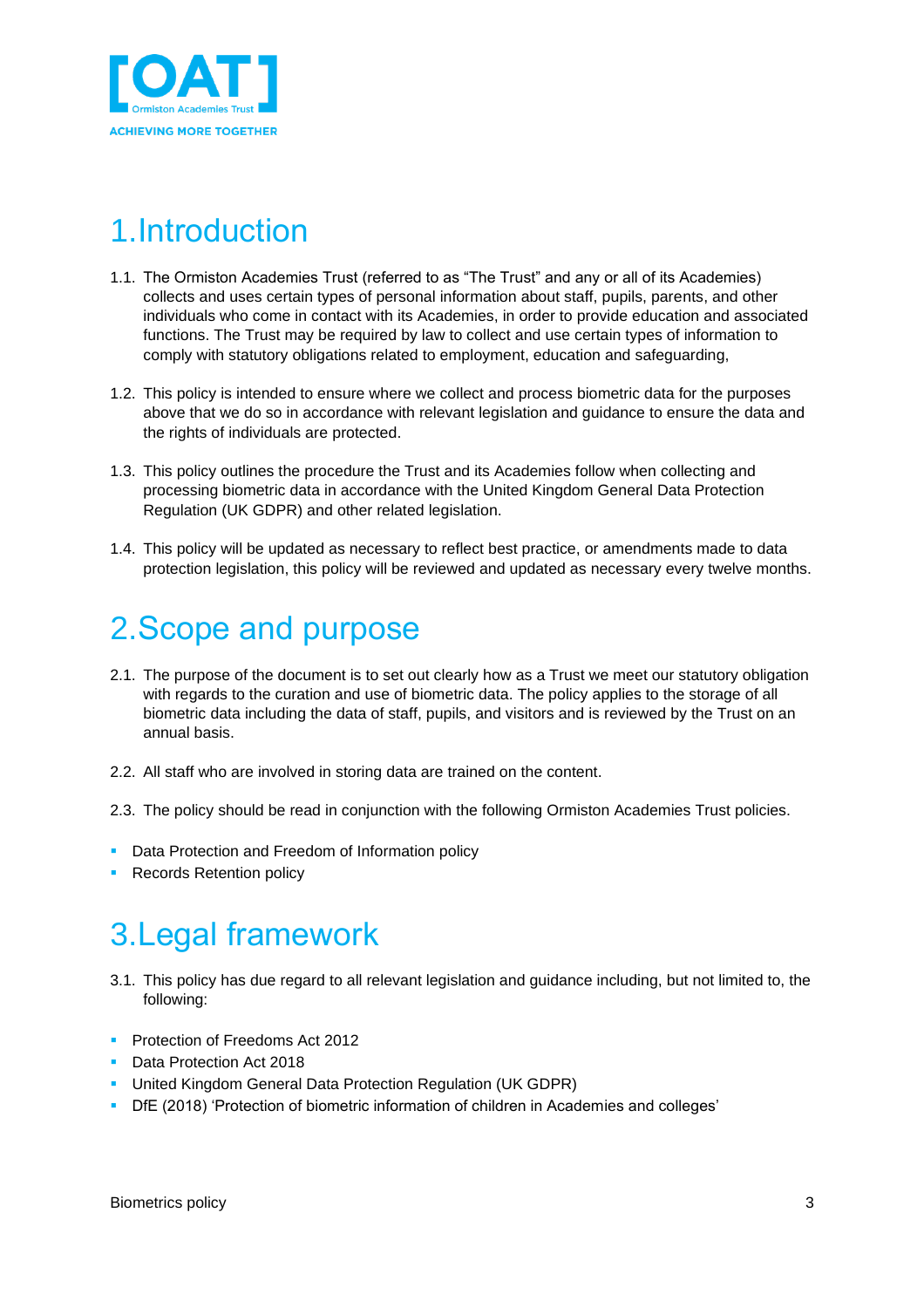# 1. Introduction

1.1. The Ormiston Academies Trust (referred to as "The Trust" and any or all of its Academies) collects and uses certain types of personal information about staff, pupils, parents, and other individuals who come in contact with its Academies, in order to provide education and associated functions. The Trust may be required by law to collect and use certain types of information to comply with statutory obligations related to employment, education and safeguarding,

1.2. This policy is intended to ensure where we collect and process biometric data for the purposes above that we do so in accordance with relevant legislation and guidance to ensure the data and the rights of individuals are protected.

1.3. This policy outlines the procedure the Trust and its Academies follow when collecting and processing biometric data in accordance with the United Kingdom General Data Protection Regulation (UK GDPR) and other related legislation.

1.4. This policy will be updated as necessary to reflect best practice, or amendments made to data protection legislation, this policy will be reviewed and updated as necessary every twelve months.

# 2. Scope and purpose

2.1. The purpose of the document is to set out clearly how as a Trust we meet our statutory obligation with regards to the curation and use of biometric data. The policy applies to the storage of all biometric data including the data of staff, pupils, and visitors and is reviewed by the Trust on an annual basis.

2.2. All staff who are involved in storing data are trained on the content.

2.3. The policy should be read in conjunction with the following Ormiston Academies Trust policies.

- Data Protection and Freedom of Information policy
- Records Retention policy

# 3. Legal framework

3.1. This policy has due regard to all relevant legislation and guidance including, but not limited to, the following:

- Protection of Freedoms Act 2012
- Data Protection Act 2018
- United Kingdom General Data Protection Regulation (UK GDPR)
- DfE (2018) 'Protection of biometric information of children in Academies and colleges'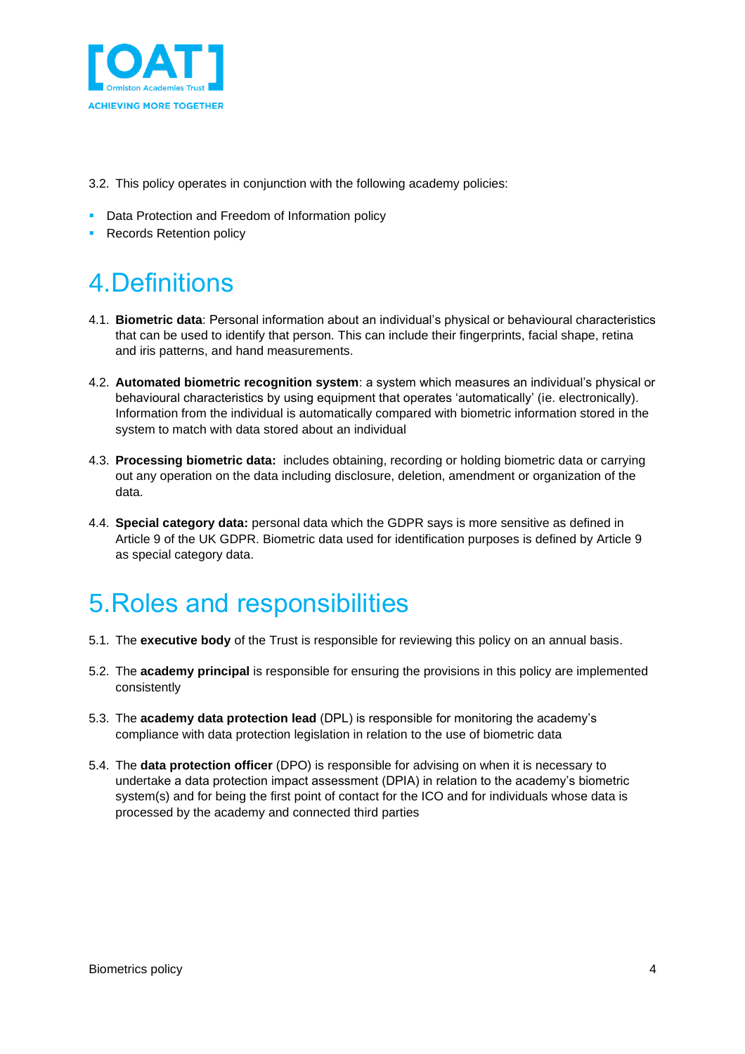3.2. This policy operates in conjunction with the following academy policies:

- Data Protection and Freedom of Information policy
- Records Retention policy

# 4. Definitions

4.1. **Biometric data**: Personal information about an individual's physical or behavioural characteristics that can be used to identify that person. This can include their fingerprints, facial shape, retina and iris patterns, and hand measurements.

4.2. **Automated biometric recognition system**: a system which measures an individual's physical or behavioural characteristics by using equipment that operates 'automatically' (ie. electronically). Information from the individual is automatically compared with biometric information stored in the system to match with data stored about an individual

4.3. **Processing biometric data:** includes obtaining, recording or holding biometric data or carrying out any operation on the data including disclosure, deletion, amendment or organization of the data.

4.4. **Special category data:** personal data which the GDPR says is more sensitive as defined in Article 9 of the UK GDPR. Biometric data used for identification purposes is defined by Article 9 as special category data.

# 5. Roles and responsibilities

5.1. The **executive body** of the Trust is responsible for reviewing this policy on an annual basis.

5.2. The **academy principal** is responsible for ensuring the provisions in this policy are implemented consistently

5.3. The **academy data protection lead** (DPL) is responsible for monitoring the academy's compliance with data protection legislation in relation to the use of biometric data

5.4. The **data protection officer** (DPO) is responsible for advising on when it is necessary to undertake a data protection impact assessment (DPIA) in relation to the academy's biometric system(s) and for being the first point of contact for the ICO and for individuals whose data is processed by the academy and connected third parties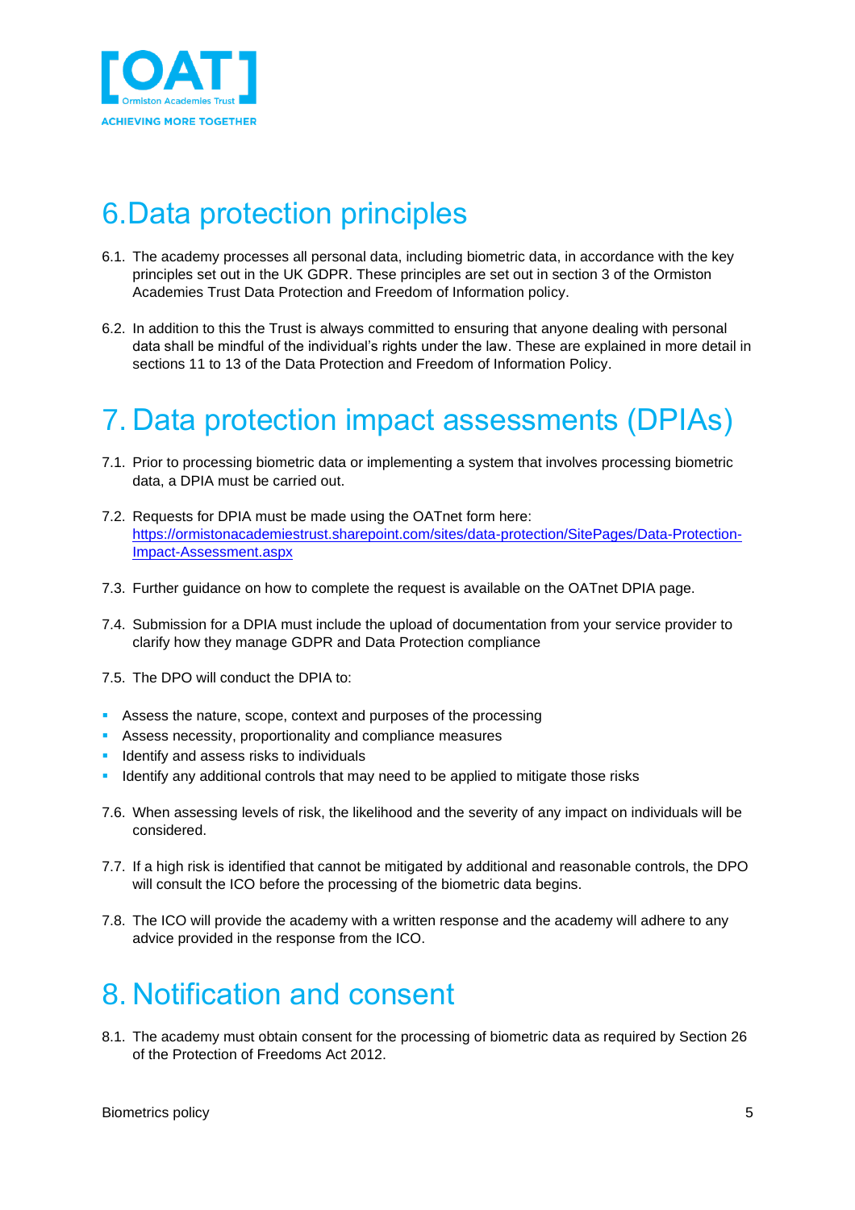# 6. Data protection principles

6.1. The academy processes all personal data, including biometric data, in accordance with the key principles set out in the UK GDPR. These principles are set out in section 3 of the Ormiston Academies Trust Data Protection and Freedom of Information policy.

6.2. In addition to this the Trust is always committed to ensuring that anyone dealing with personal data shall be mindful of the individual's rights under the law. These are explained in more detail in sections 11 to 13 of the Data Protection and Freedom of Information Policy.

# 7. Data protection impact assessments (DPIAs)

7.1. Prior to processing biometric data or implementing a system that involves processing biometric data, a DPIA must be carried out.

7.2. Requests for DPIA must be made using the OATnet form here: [https://ormistonacademiestrust.sharepoint.com/sites/data-protection/SitePages/Data-Protection-Impact-Assessment.aspx](https://ormistonacademiestrust.sharepoint.com/sites/data-protection/SitePages/Data-Protection-Impact-Assessment.aspx)

7.3. Further guidance on how to complete the request is available on the OATnet DPIA page.

7.4. Submission for a DPIA must include the upload of documentation from your service provider to clarify how they manage GDPR and Data Protection compliance

7.5. The DPO will conduct the DPIA to:

- Assess the nature, scope, context and purposes of the processing
- Assess necessity, proportionality and compliance measures
- Identify and assess risks to individuals
- Identify any additional controls that may need to be applied to mitigate those risks

7.6. When assessing levels of risk, the likelihood and the severity of any impact on individuals will be considered.

7.7. If a high risk is identified that cannot be mitigated by additional and reasonable controls, the DPO will consult the ICO before the processing of the biometric data begins.

7.8. The ICO will provide the academy with a written response and the academy will adhere to any advice provided in the response from the ICO.

# 8. Notification and consent

8.1. The academy must obtain consent for the processing of biometric data as required by Section 26 of the Protection of Freedoms Act 2012.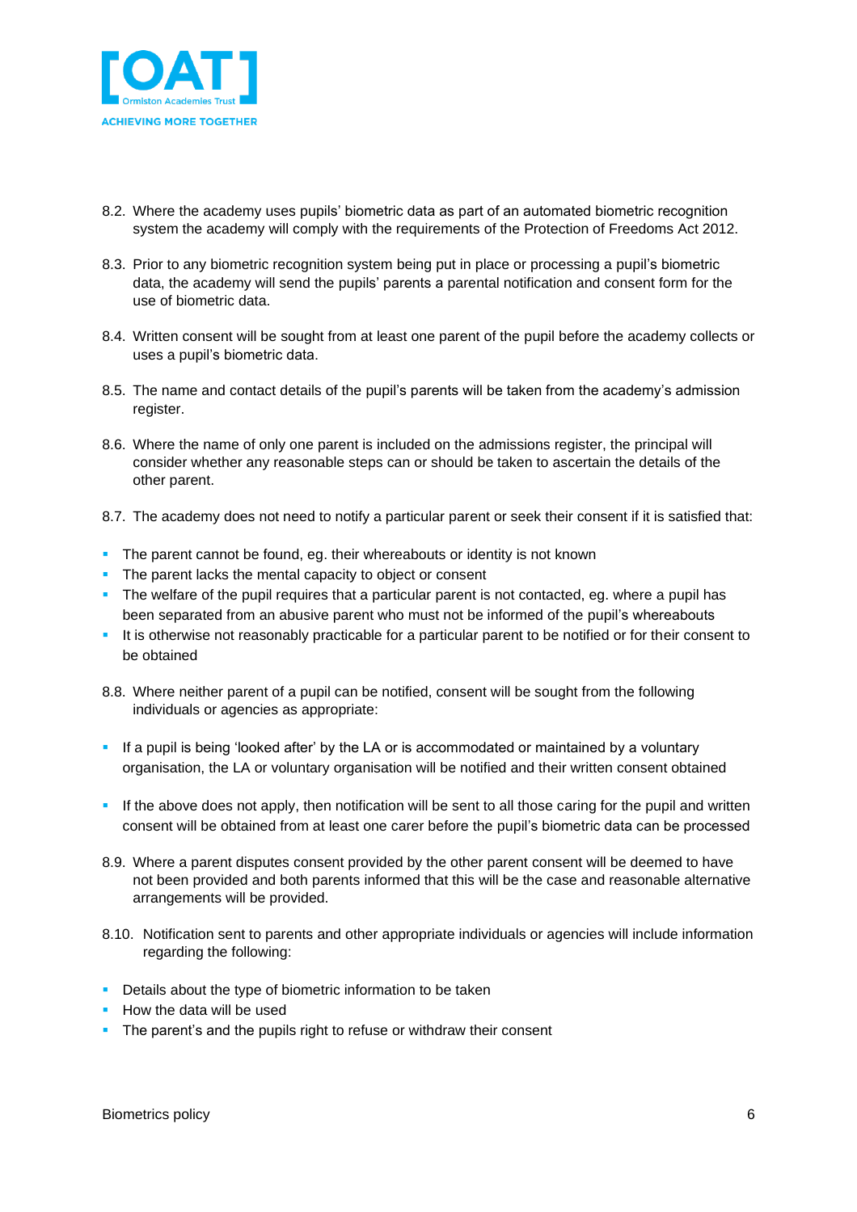8.2. Where the academy uses pupils' biometric data as part of an automated biometric recognition system the academy will comply with the requirements of the Protection of Freedoms Act 2012.

8.3. Prior to any biometric recognition system being put in place or processing a pupil's biometric data, the academy will send the pupils' parents a parental notification and consent form for the use of biometric data.

8.4. Written consent will be sought from at least one parent of the pupil before the academy collects or uses a pupil's biometric data.

8.5. The name and contact details of the pupil's parents will be taken from the academy's admission register.

8.6. Where the name of only one parent is included on the admissions register, the principal will consider whether any reasonable steps can or should be taken to ascertain the details of the other parent.

8.7. The academy does not need to notify a particular parent or seek their consent if it is satisfied that:

- The parent cannot be found, eg. their whereabouts or identity is not known
- The parent lacks the mental capacity to object or consent
- The welfare of the pupil requires that a particular parent is not contacted, eg. where a pupil has been separated from an abusive parent who must not be informed of the pupil's whereabouts
- It is otherwise not reasonably practicable for a particular parent to be notified or for their consent to be obtained

8.8. Where neither parent of a pupil can be notified, consent will be sought from the following individuals or agencies as appropriate:

- If a pupil is being 'looked after' by the LA or is accommodated or maintained by a voluntary organisation, the LA or voluntary organisation will be notified and their written consent obtained
- If the above does not apply, then notification will be sent to all those caring for the pupil and written consent will be obtained from at least one carer before the pupil's biometric data can be processed

8.9. Where a parent disputes consent provided by the other parent consent will be deemed to have not been provided and both parents informed that this will be the case and reasonable alternative arrangements will be provided.

8.10. Notification sent to parents and other appropriate individuals or agencies will include information regarding the following:

- Details about the type of biometric information to be taken
- How the data will be used
- The parent's and the pupils right to refuse or withdraw their consent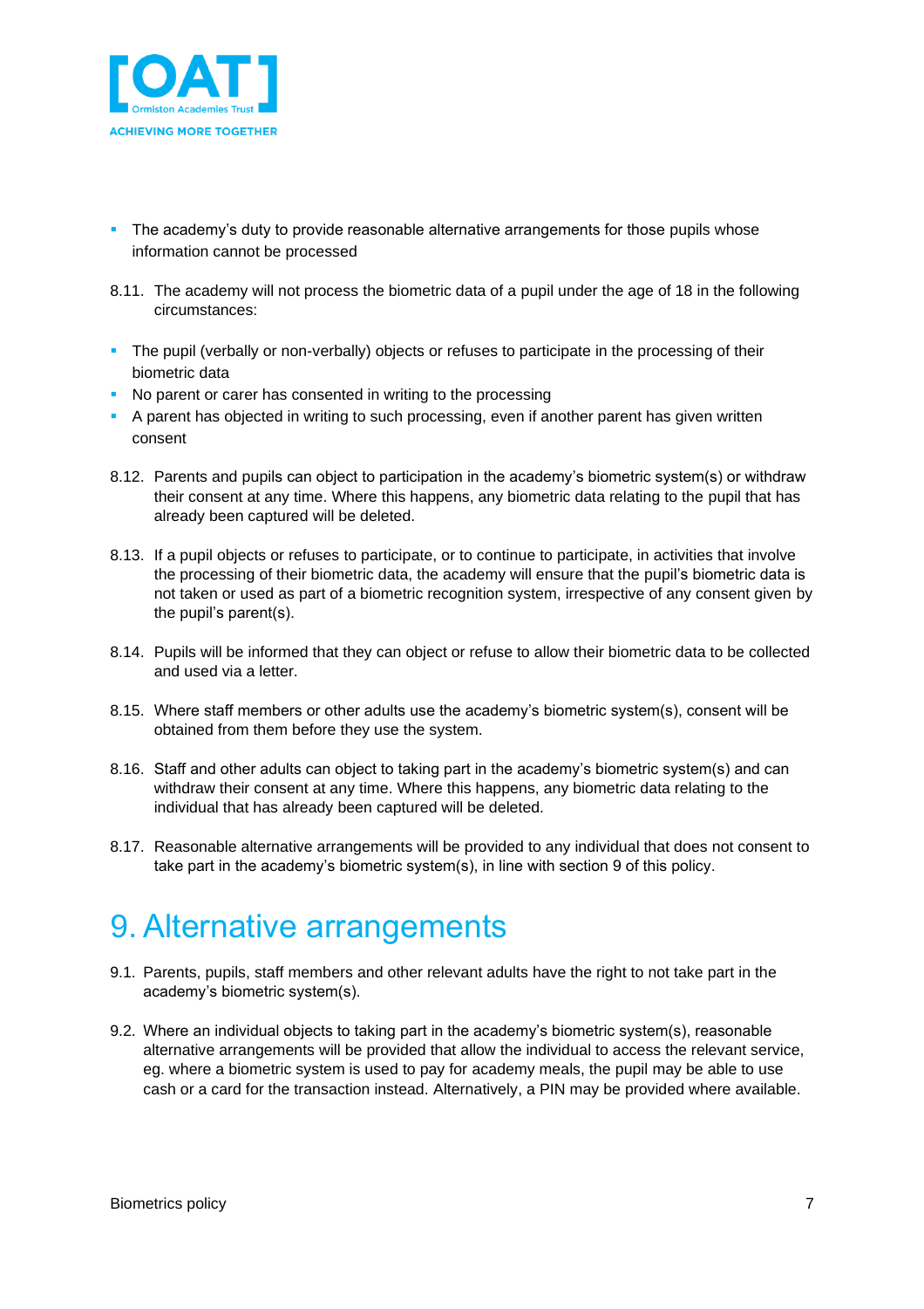- The academy's duty to provide reasonable alternative arrangements for those pupils whose information cannot be processed

8.11. The academy will not process the biometric data of a pupil under the age of 18 in the following circumstances:

- The pupil (verbally or non-verbally) objects or refuses to participate in the processing of their biometric data
- No parent or carer has consented in writing to the processing
- A parent has objected in writing to such processing, even if another parent has given written consent

8.12. Parents and pupils can object to participation in the academy's biometric system(s) or withdraw their consent at any time. Where this happens, any biometric data relating to the pupil that has already been captured will be deleted.

8.13. If a pupil objects or refuses to participate, or to continue to participate, in activities that involve the processing of their biometric data, the academy will ensure that the pupil's biometric data is not taken or used as part of a biometric recognition system, irrespective of any consent given by the pupil's parent(s).

8.14. Pupils will be informed that they can object or refuse to allow their biometric data to be collected and used via a letter.

8.15. Where staff members or other adults use the academy's biometric system(s), consent will be obtained from them before they use the system.

8.16. Staff and other adults can object to taking part in the academy's biometric system(s) and can withdraw their consent at any time. Where this happens, any biometric data relating to the individual that has already been captured will be deleted.

8.17. Reasonable alternative arrangements will be provided to any individual that does not consent to take part in the academy's biometric system(s), in line with section 9 of this policy.

# 9. Alternative arrangements

9.1. Parents, pupils, staff members and other relevant adults have the right to not take part in the academy's biometric system(s).

9.2. Where an individual objects to taking part in the academy's biometric system(s), reasonable alternative arrangements will be provided that allow the individual to access the relevant service, eg. where a biometric system is used to pay for academy meals, the pupil may be able to use cash or a card for the transaction instead. Alternatively, a PIN may be provided where available.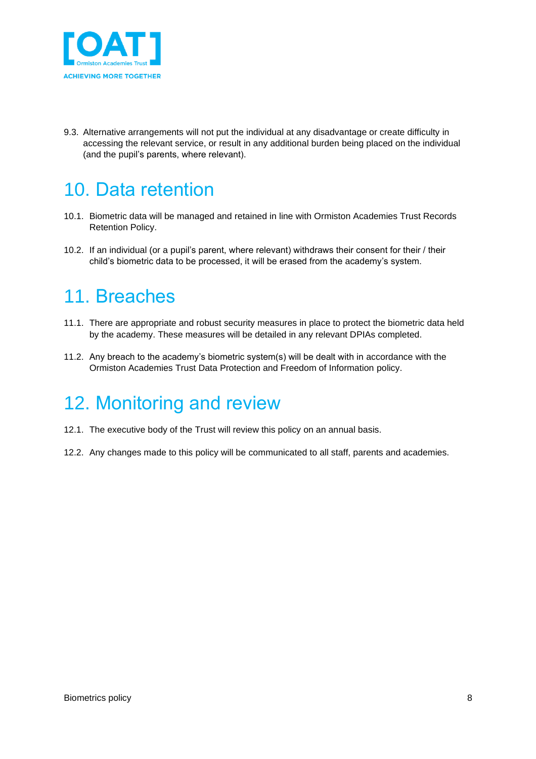9.3. Alternative arrangements will not put the individual at any disadvantage or create difficulty in accessing the relevant service, or result in any additional burden being placed on the individual (and the pupil's parents, where relevant).

# 10. Data retention

10.1. Biometric data will be managed and retained in line with Ormiston Academies Trust Records Retention Policy.

10.2. If an individual (or a pupil's parent, where relevant) withdraws their consent for their / their child's biometric data to be processed, it will be erased from the academy's system.

# 11. Breaches

11.1. There are appropriate and robust security measures in place to protect the biometric data held by the academy. These measures will be detailed in any relevant DPIAs completed.

11.2. Any breach to the academy's biometric system(s) will be dealt with in accordance with the Ormiston Academies Trust Data Protection and Freedom of Information policy.

# 12. Monitoring and review

12.1. The executive body of the Trust will review this policy on an annual basis.

12.2. Any changes made to this policy will be communicated to all staff, parents and academies.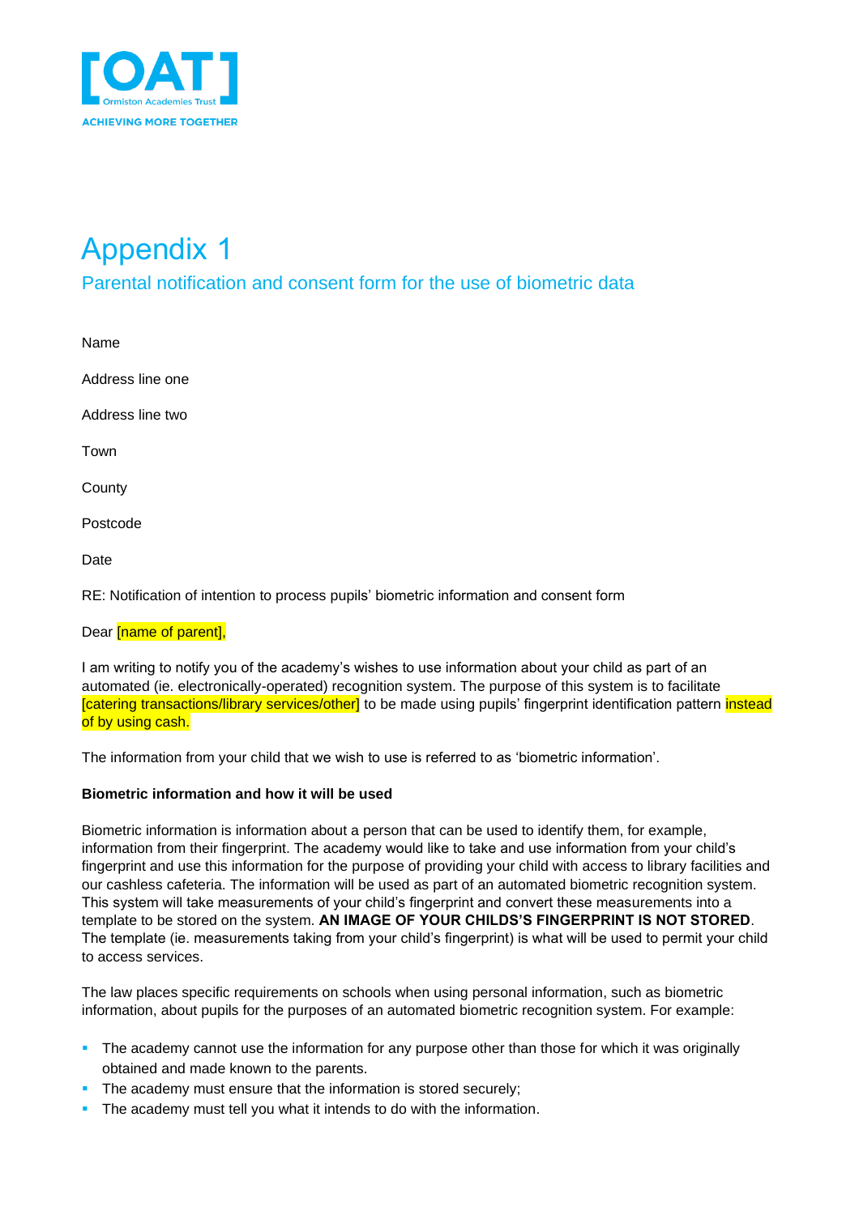# Appendix 1

## Parental notification and consent form for the use of biometric data

Name

Address line one

Address line two

Town

County

Postcode

Date

RE: Notification of intention to process pupils' biometric information and consent form

Dear [name of parent],

I am writing to notify you of the academy's wishes to use information about your child as part of an automated (ie. electronically-operated) recognition system. The purpose of this system is to facilitate [catering transactions/library services/other] to be made using pupils' fingerprint identification pattern instead of by using cash.

The information from your child that we wish to use is referred to as 'biometric information'.

**Biometric information and how it will be used**

Biometric information is information about a person that can be used to identify them, for example, information from their fingerprint. The academy would like to take and use information from your child's fingerprint and use this information for the purpose of providing your child with access to library facilities and our cashless cafeteria. The information will be used as part of an automated biometric recognition system. This system will take measurements of your child's fingerprint and convert these measurements into a template to be stored on the system. **AN IMAGE OF YOUR CHILDS'S FINGERPRINT IS NOT STORED**. The template (ie. measurements taking from your child's fingerprint) is what will be used to permit your child to access services.

The law places specific requirements on schools when using personal information, such as biometric information, about pupils for the purposes of an automated biometric recognition system. For example:

- The academy cannot use the information for any purpose other than those for which it was originally obtained and made known to the parents.
- The academy must ensure that the information is stored securely;
- The academy must tell you what it intends to do with the information.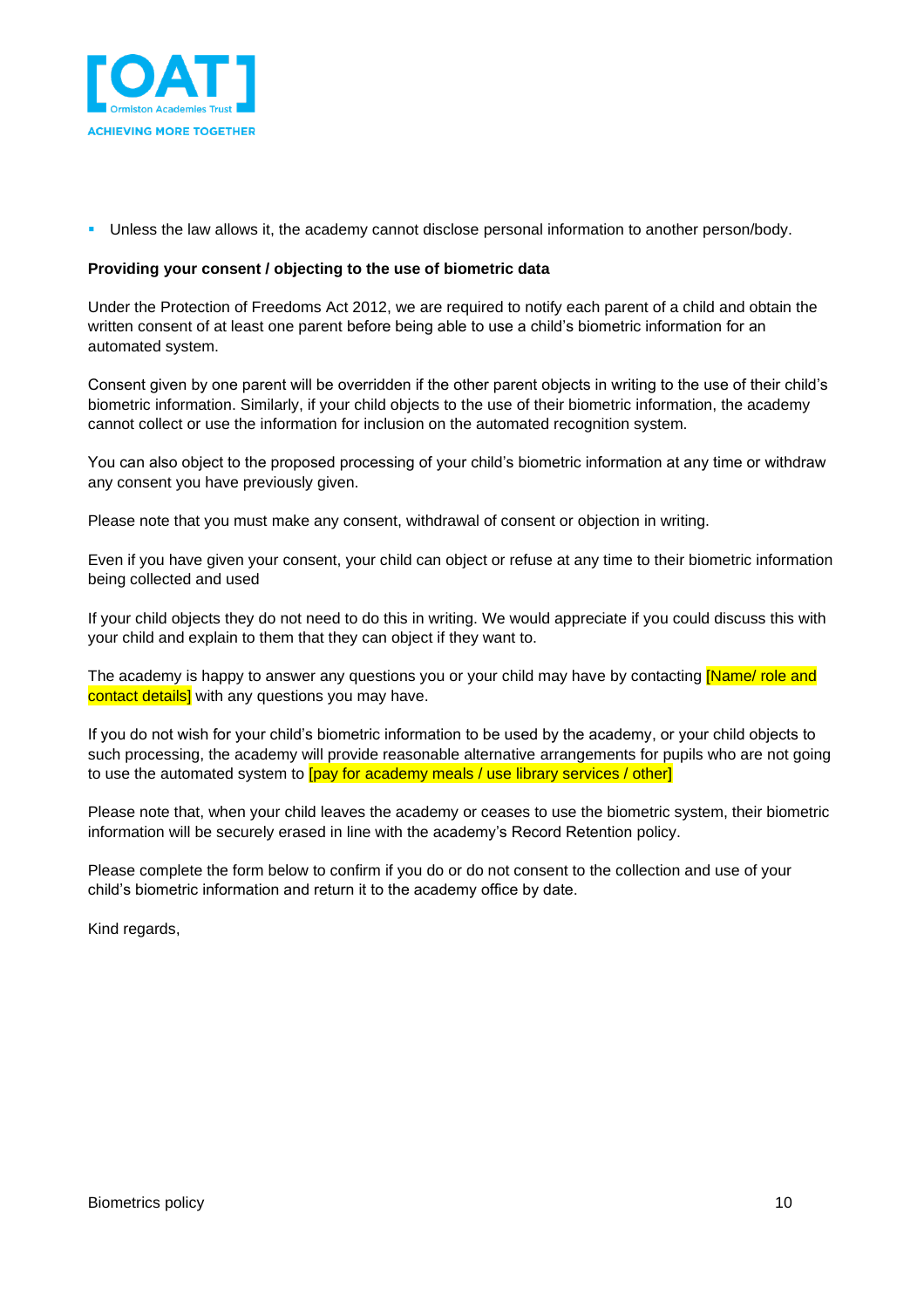- Unless the law allows it, the academy cannot disclose personal information to another person/body.

**Providing your consent / objecting to the use of biometric data**

Under the Protection of Freedoms Act 2012, we are required to notify each parent of a child and obtain the written consent of at least one parent before being able to use a child's biometric information for an automated system.

Consent given by one parent will be overridden if the other parent objects in writing to the use of their child's biometric information. Similarly, if your child objects to the use of their biometric information, the academy cannot collect or use the information for inclusion on the automated recognition system.

You can also object to the proposed processing of your child's biometric information at any time or withdraw any consent you have previously given.

Please note that you must make any consent, withdrawal of consent or objection in writing.

Even if you have given your consent, your child can object or refuse at any time to their biometric information being collected and used

If your child objects they do not need to do this in writing. We would appreciate if you could discuss this with your child and explain to them that they can object if they want to.

The academy is happy to answer any questions you or your child may have by contacting [Name/ role and contact details] with any questions you may have.

If you do not wish for your child's biometric information to be used by the academy, or your child objects to such processing, the academy will provide reasonable alternative arrangements for pupils who are not going to use the automated system to [pay for academy meals / use library services / other]

Please note that, when your child leaves the academy or ceases to use the biometric system, their biometric information will be securely erased in line with the academy's Record Retention policy.

Please complete the form below to confirm if you do or do not consent to the collection and use of your child's biometric information and return it to the academy office by date.

Kind regards,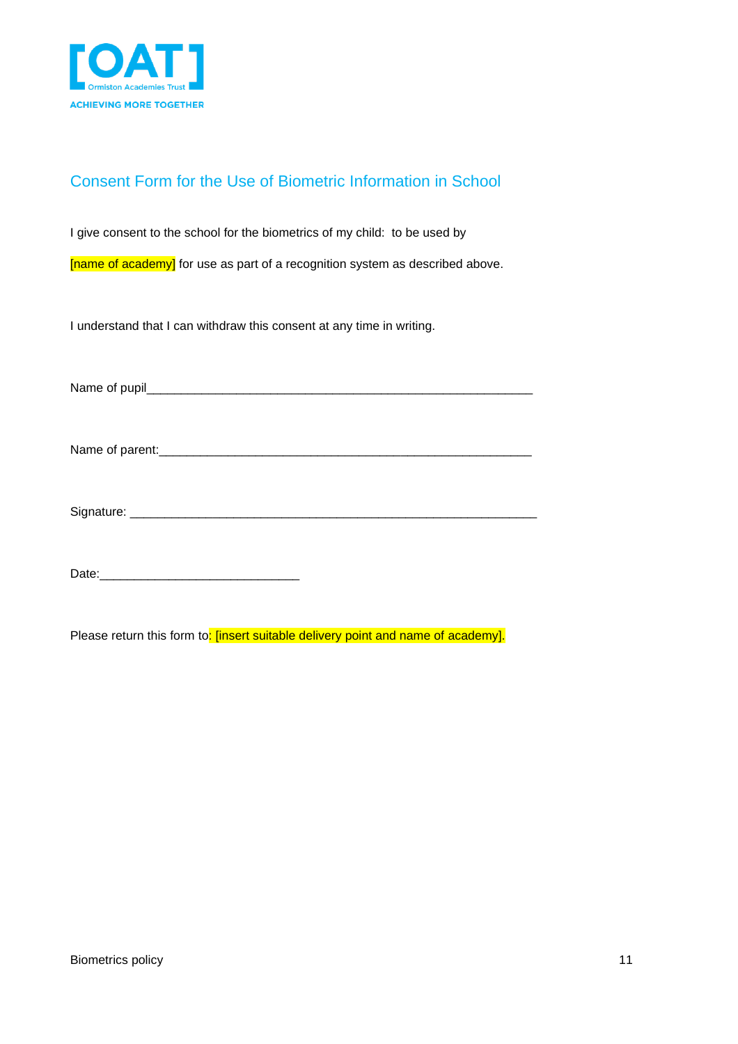## Consent Form for the Use of Biometric Information in School

I give consent to the school for the biometrics of my child: to be used by

[name of academy] for use as part of a recognition system as described above.

I understand that I can withdraw this consent at any time in writing.

Name of pupil___________________________________________________________

Name of parent:_________________________________________________________

Signature: ______________________________________________________________

Date:______________________________

Please return this form to: [insert suitable delivery point and name of academy].